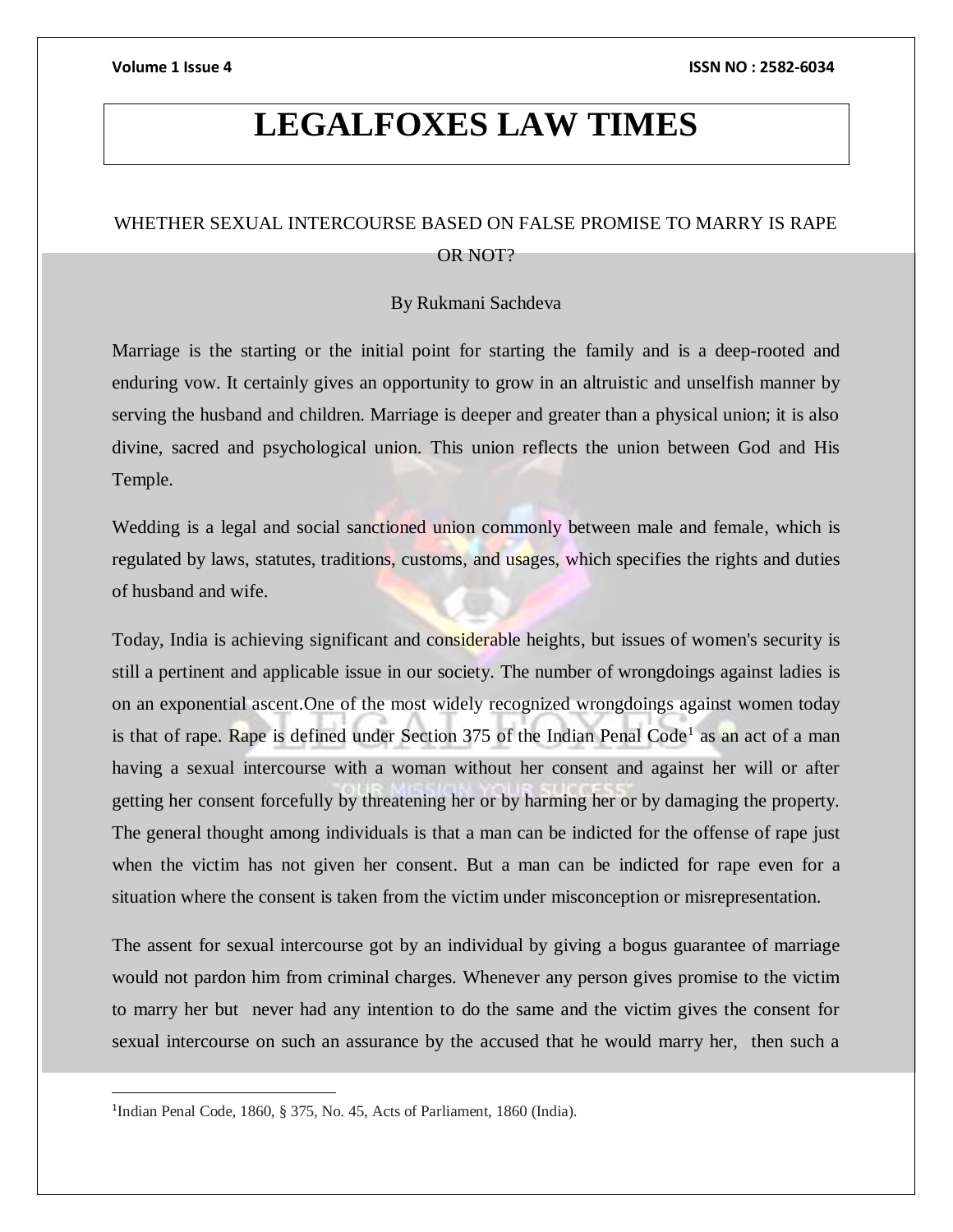# LEGALFOXES LAW TIMES

## WHETHER SEXUAL INTERCOURSE BASED ON FALSE PROMISE TO MARRY IS RAPE OR NOT?

By Rukmani Sachdeva

Marriage is the starting or the initial point for starting the family and is a deep-rooted and enduring vow. It certainly gives an opportunity to grow in an altruistic and unselfish manner by serving the husband and children. Marriage is deeper and greater than a physical union; it is also divine, sacred and psychological union. This union reflects the union between God and His Temple.

Wedding is a legal and social sanctioned union commonly between male and female, which is regulated by laws, statutes, traditions, customs, and usages, which specifies the rights and duties of husband and wife.

Today, India is achieving significant and considerable heights, but issues of women's security is still a pertinent and applicable issue in our society. The number of wrongdoings against ladies is on an exponential ascent.One of the most widely recognized wrongdoings against women today is that of rape. Rape is defined under Section 375 of the Indian Penal Code[1] as an act of a man having a sexual intercourse with a woman without her consent and against her will or after getting her consent forcefully by threatening her or by harming her or by damaging the property. The general thought among individuals is that a man can be indicted for the offense of rape just when the victim has not given her consent. But a man can be indicted for rape even for a situation where the consent is taken from the victim under misconception or misrepresentation.

The assent for sexual intercourse got by an individual by giving a bogus guarantee of marriage would not pardon him from criminal charges. Whenever any person gives promise to the victim to marry her but never had any intention to do the same and the victim gives the consent for sexual intercourse on such an assurance by the accused that he would marry her, then such a

[1] Indian Penal Code, 1860, § 375, No. 45, Acts of Parliament, 1860 (India).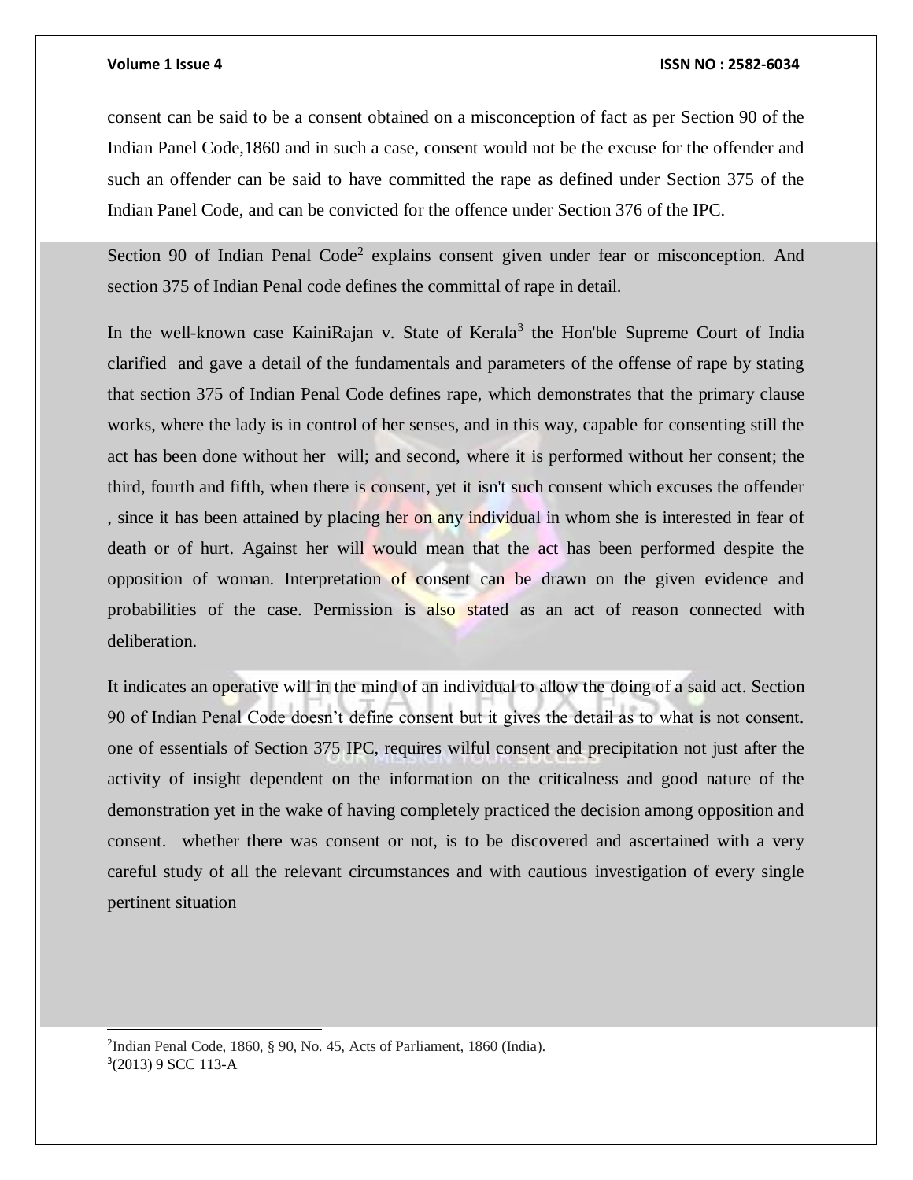consent can be said to be a consent obtained on a misconception of fact as per Section 90 of the Indian Panel Code,1860 and in such a case, consent would not be the excuse for the offender and such an offender can be said to have committed the rape as defined under Section 375 of the Indian Panel Code, and can be convicted for the offence under Section 376 of the IPC.

Section 90 of Indian Penal Code[2] explains consent given under fear or misconception. And section 375 of Indian Penal code defines the committal of rape in detail.

In the well-known case KainiRajan v. State of Kerala[3] the Hon'ble Supreme Court of India clarified and gave a detail of the fundamentals and parameters of the offense of rape by stating that section 375 of Indian Penal Code defines rape, which demonstrates that the primary clause works, where the lady is in control of her senses, and in this way, capable for consenting still the act has been done without her will; and second, where it is performed without her consent; the third, fourth and fifth, when there is consent, yet it isn't such consent which excuses the offender , since it has been attained by placing her on any individual in whom she is interested in fear of death or of hurt. Against her will would mean that the act has been performed despite the opposition of woman. Interpretation of consent can be drawn on the given evidence and probabilities of the case. Permission is also stated as an act of reason connected with deliberation.

It indicates an operative will in the mind of an individual to allow the doing of a said act. Section 90 of Indian Penal Code doesn't define consent but it gives the detail as to what is not consent. one of essentials of Section 375 IPC, requires wilful consent and precipitation not just after the activity of insight dependent on the information on the criticalness and good nature of the demonstration yet in the wake of having completely practiced the decision among opposition and consent. whether there was consent or not, is to be discovered and ascertained with a very careful study of all the relevant circumstances and with cautious investigation of every single pertinent situation

---

[2]Indian Penal Code, 1860, § 90, No. 45, Acts of Parliament, 1860 (India).

[3](2013) 9 SCC 113-A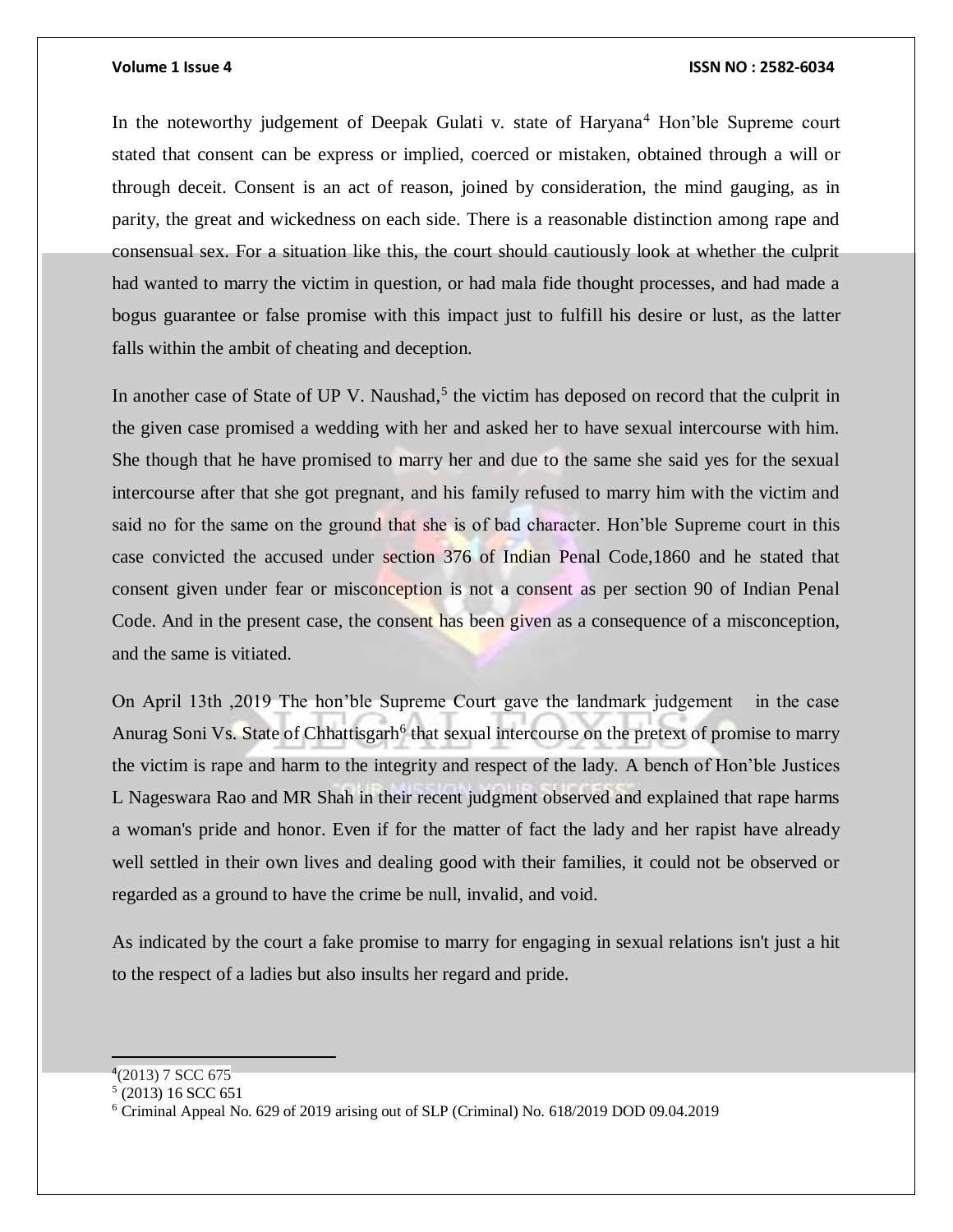In the noteworthy judgement of Deepak Gulati v. state of Haryana[4] Hon'ble Supreme court stated that consent can be express or implied, coerced or mistaken, obtained through a will or through deceit. Consent is an act of reason, joined by consideration, the mind gauging, as in parity, the great and wickedness on each side. There is a reasonable distinction among rape and consensual sex. For a situation like this, the court should cautiously look at whether the culprit had wanted to marry the victim in question, or had mala fide thought processes, and had made a bogus guarantee or false promise with this impact just to fulfill his desire or lust, as the latter falls within the ambit of cheating and deception.

In another case of State of UP V. Naushad,[5] the victim has deposed on record that the culprit in the given case promised a wedding with her and asked her to have sexual intercourse with him. She though that he have promised to marry her and due to the same she said yes for the sexual intercourse after that she got pregnant, and his family refused to marry him with the victim and said no for the same on the ground that she is of bad character. Hon'ble Supreme court in this case convicted the accused under section 376 of Indian Penal Code,1860 and he stated that consent given under fear or misconception is not a consent as per section 90 of Indian Penal Code. And in the present case, the consent has been given as a consequence of a misconception, and the same is vitiated.

On April 13th ,2019 The hon'ble Supreme Court gave the landmark judgement in the case Anurag Soni Vs. State of Chhattisgarh[6] that sexual intercourse on the pretext of promise to marry the victim is rape and harm to the integrity and respect of the lady. A bench of Hon'ble Justices L Nageswara Rao and MR Shah in their recent judgment observed and explained that rape harms a woman's pride and honor. Even if for the matter of fact the lady and her rapist have already well settled in their own lives and dealing good with their families, it could not be observed or regarded as a ground to have the crime be null, invalid, and void.

As indicated by the court a fake promise to marry for engaging in sexual relations isn't just a hit to the respect of a ladies but also insults her regard and pride.

---

[4] (2013) 7 SCC 675

[5] (2013) 16 SCC 651

[6] Criminal Appeal No. 629 of 2019 arising out of SLP (Criminal) No. 618/2019 DOD 09.04.2019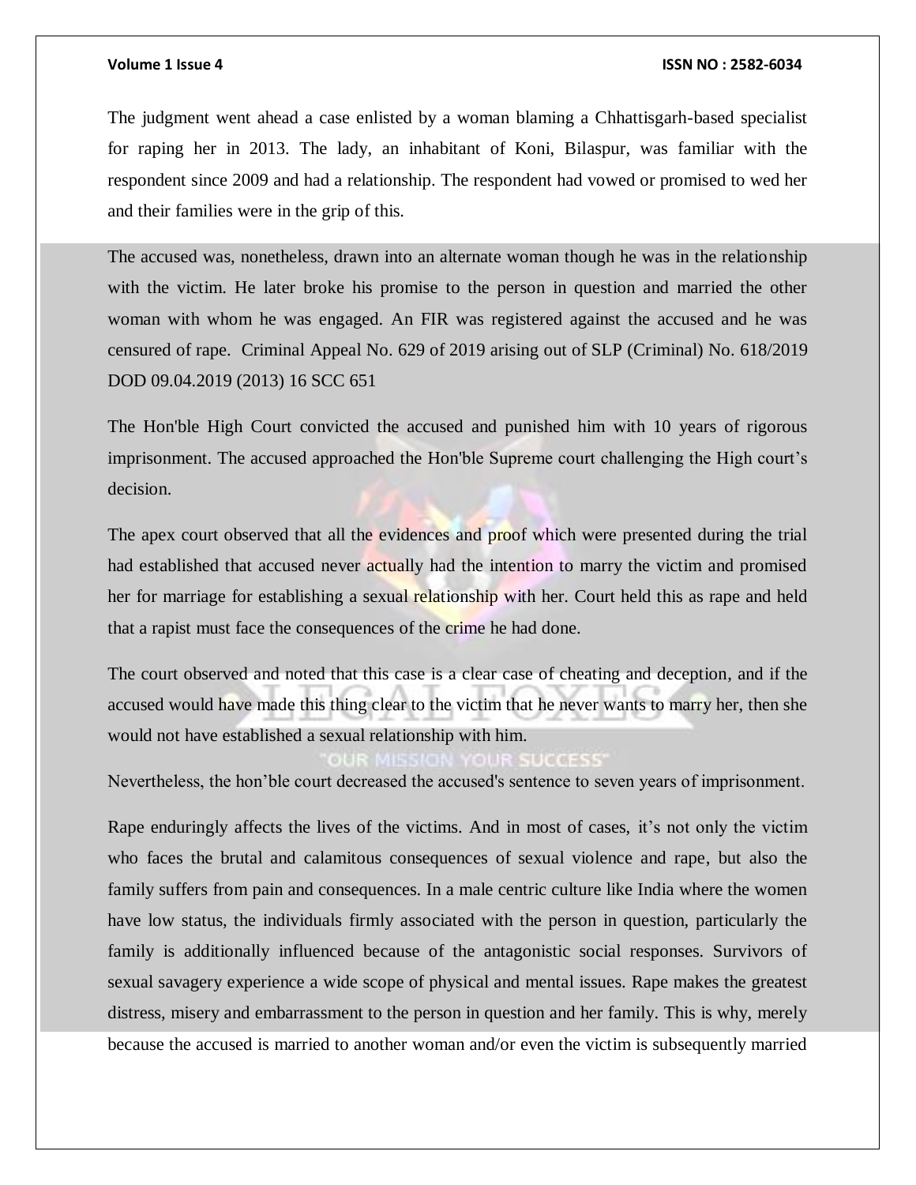The judgment went ahead a case enlisted by a woman blaming a Chhattisgarh-based specialist for raping her in 2013. The lady, an inhabitant of Koni, Bilaspur, was familiar with the respondent since 2009 and had a relationship. The respondent had vowed or promised to wed her and their families were in the grip of this.

The accused was, nonetheless, drawn into an alternate woman though he was in the relationship with the victim. He later broke his promise to the person in question and married the other woman with whom he was engaged. An FIR was registered against the accused and he was censured of rape. Criminal Appeal No. 629 of 2019 arising out of SLP (Criminal) No. 618/2019 DOD 09.04.2019 (2013) 16 SCC 651

The Hon'ble High Court convicted the accused and punished him with 10 years of rigorous imprisonment. The accused approached the Hon'ble Supreme court challenging the High court's decision.

The apex court observed that all the evidences and proof which were presented during the trial had established that accused never actually had the intention to marry the victim and promised her for marriage for establishing a sexual relationship with her. Court held this as rape and held that a rapist must face the consequences of the crime he had done.

The court observed and noted that this case is a clear case of cheating and deception, and if the accused would have made this thing clear to the victim that he never wants to marry her, then she would not have established a sexual relationship with him.

Nevertheless, the hon'ble court decreased the accused's sentence to seven years of imprisonment.

Rape enduringly affects the lives of the victims. And in most of cases, it's not only the victim who faces the brutal and calamitous consequences of sexual violence and rape, but also the family suffers from pain and consequences. In a male centric culture like India where the women have low status, the individuals firmly associated with the person in question, particularly the family is additionally influenced because of the antagonistic social responses. Survivors of sexual savagery experience a wide scope of physical and mental issues. Rape makes the greatest distress, misery and embarrassment to the person in question and her family. This is why, merely because the accused is married to another woman and/or even the victim is subsequently married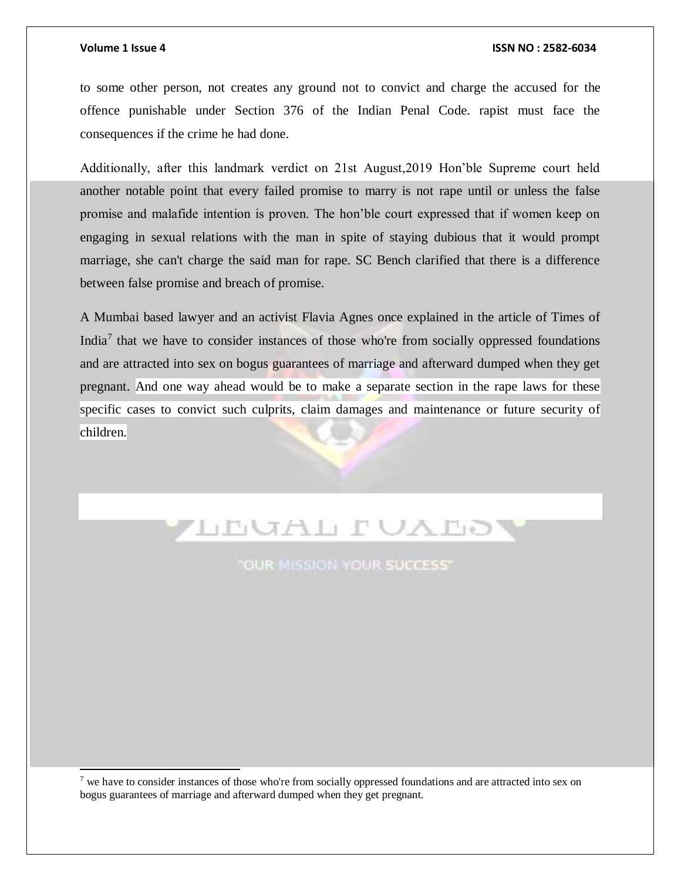to some other person, not creates any ground not to convict and charge the accused for the offence punishable under Section 376 of the Indian Penal Code. rapist must face the consequences if the crime he had done.

Additionally, after this landmark verdict on 21st August,2019 Hon'ble Supreme court held another notable point that every failed promise to marry is not rape until or unless the false promise and malafide intention is proven. The hon'ble court expressed that if women keep on engaging in sexual relations with the man in spite of staying dubious that it would prompt marriage, she can't charge the said man for rape. SC Bench clarified that there is a difference between false promise and breach of promise.

A Mumbai based lawyer and an activist Flavia Agnes once explained in the article of Times of India[7] that we have to consider instances of those who're from socially oppressed foundations and are attracted into sex on bogus guarantees of marriage and afterward dumped when they get pregnant. And one way ahead would be to make a separate section in the rape laws for these specific cases to convict such culprits, claim damages and maintenance or future security of children.

---

[7] we have to consider instances of those who're from socially oppressed foundations and are attracted into sex on bogus guarantees of marriage and afterward dumped when they get pregnant.